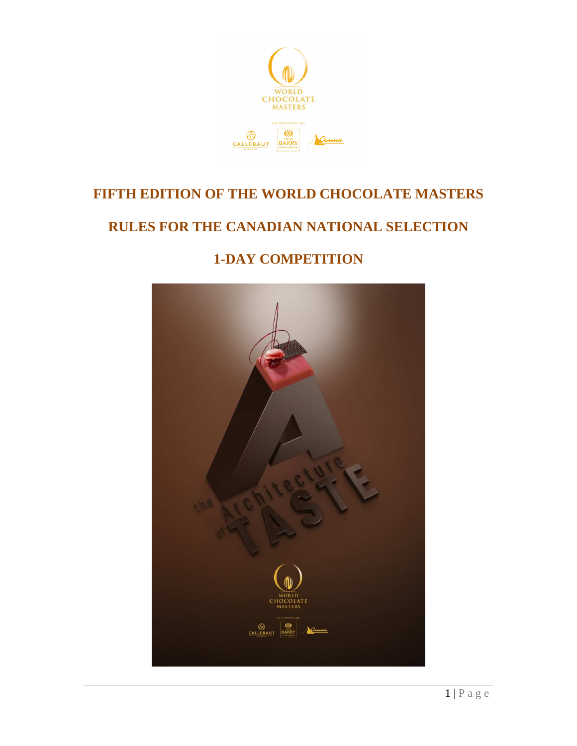# FIFTH EDITION OF THE WORLD CHOCOLATE MASTERS

# RULES FOR THE CANADIAN NATIONAL SELECTION

# 1-DAY COMPETITION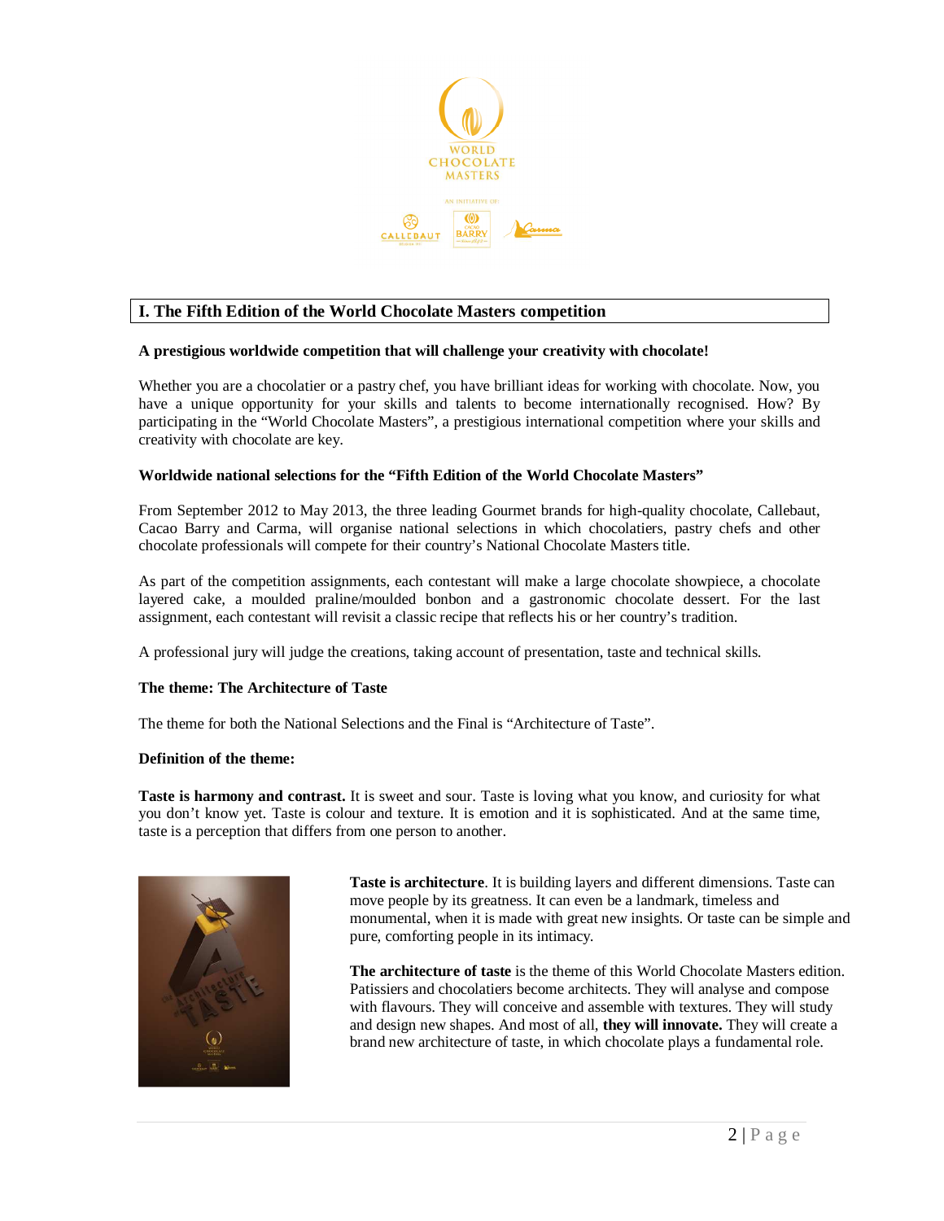## I. The Fifth Edition of the World Chocolate Masters competition

**A prestigious worldwide competition that will challenge your creativity with chocolate!**

Whether you are a chocolatier or a pastry chef, you have brilliant ideas for working with chocolate. Now, you have a unique opportunity for your skills and talents to become internationally recognised. How? By participating in the "World Chocolate Masters", a prestigious international competition where your skills and creativity with chocolate are key.

**Worldwide national selections for the "Fifth Edition of the World Chocolate Masters"**

From September 2012 to May 2013, the three leading Gourmet brands for high-quality chocolate, Callebaut, Cacao Barry and Carma, will organise national selections in which chocolatiers, pastry chefs and other chocolate professionals will compete for their country's National Chocolate Masters title.

As part of the competition assignments, each contestant will make a large chocolate showpiece, a chocolate layered cake, a moulded praline/moulded bonbon and a gastronomic chocolate dessert. For the last assignment, each contestant will revisit a classic recipe that reflects his or her country's tradition.

A professional jury will judge the creations, taking account of presentation, taste and technical skills.

**The theme: The Architecture of Taste**

The theme for both the National Selections and the Final is "Architecture of Taste".

**Definition of the theme:**

**Taste is harmony and contrast.** It is sweet and sour. Taste is loving what you know, and curiosity for what you don't know yet. Taste is colour and texture. It is emotion and it is sophisticated. And at the same time, taste is a perception that differs from one person to another.

**Taste is architecture**. It is building layers and different dimensions. Taste can move people by its greatness. It can even be a landmark, timeless and monumental, when it is made with great new insights. Or taste can be simple and pure, comforting people in its intimacy.

**The architecture of taste** is the theme of this World Chocolate Masters edition. Patissiers and chocolatiers become architects. They will analyse and compose with flavours. They will conceive and assemble with textures. They will study and design new shapes. And most of all, **they will innovate.** They will create a brand new architecture of taste, in which chocolate plays a fundamental role.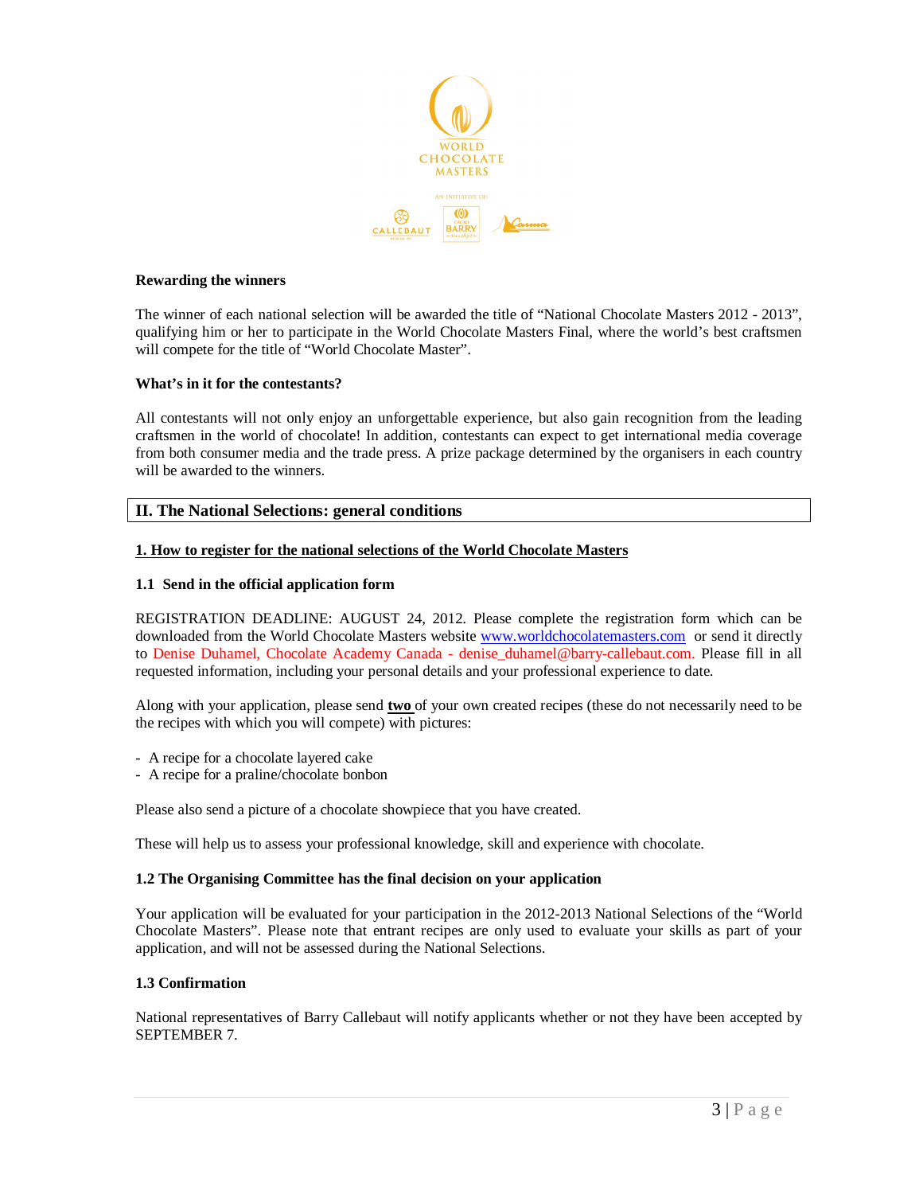**Rewarding the winners**

The winner of each national selection will be awarded the title of "National Chocolate Masters 2012 - 2013", qualifying him or her to participate in the World Chocolate Masters Final, where the world's best craftsmen will compete for the title of "World Chocolate Master".

**What's in it for the contestants?**

All contestants will not only enjoy an unforgettable experience, but also gain recognition from the leading craftsmen in the world of chocolate! In addition, contestants can expect to get international media coverage from both consumer media and the trade press. A prize package determined by the organisers in each country will be awarded to the winners.

## II. The National Selections: general conditions

### 1. How to register for the national selections of the World Chocolate Masters

#### 1.1 Send in the official application form

REGISTRATION DEADLINE: AUGUST 24, 2012. Please complete the registration form which can be downloaded from the World Chocolate Masters website www.worldchocolatemasters.com or send it directly to Denise Duhamel, Chocolate Academy Canada - denise_duhamel@barry-callebaut.com. Please fill in all requested information, including your personal details and your professional experience to date.

Along with your application, please send **two** of your own created recipes (these do not necessarily need to be the recipes with which you will compete) with pictures:

- A recipe for a chocolate layered cake
- A recipe for a praline/chocolate bonbon

Please also send a picture of a chocolate showpiece that you have created.

These will help us to assess your professional knowledge, skill and experience with chocolate.

#### 1.2 The Organising Committee has the final decision on your application

Your application will be evaluated for your participation in the 2012-2013 National Selections of the "World Chocolate Masters". Please note that entrant recipes are only used to evaluate your skills as part of your application, and will not be assessed during the National Selections.

#### 1.3 Confirmation

National representatives of Barry Callebaut will notify applicants whether or not they have been accepted by SEPTEMBER 7.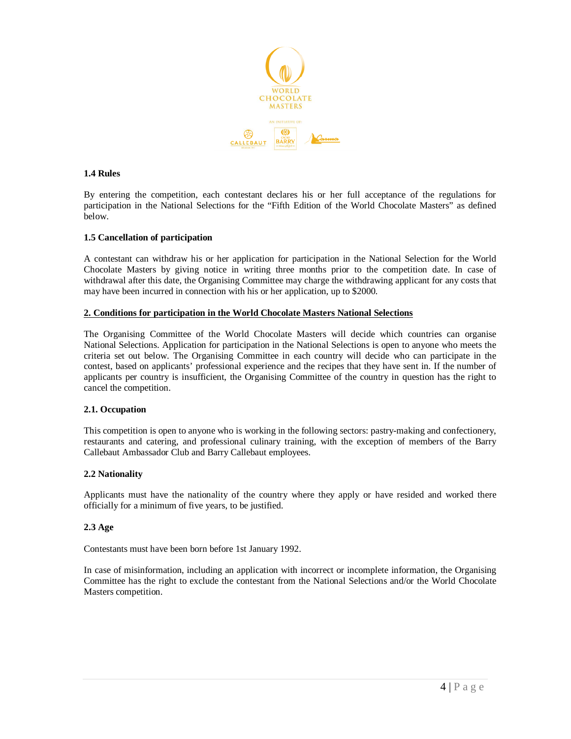### 1.4 Rules

By entering the competition, each contestant declares his or her full acceptance of the regulations for participation in the National Selections for the "Fifth Edition of the World Chocolate Masters" as defined below.

### 1.5 Cancellation of participation

A contestant can withdraw his or her application for participation in the National Selection for the World Chocolate Masters by giving notice in writing three months prior to the competition date. In case of withdrawal after this date, the Organising Committee may charge the withdrawing applicant for any costs that may have been incurred in connection with his or her application, up to $2000.

## 2. Conditions for participation in the World Chocolate Masters National Selections

The Organising Committee of the World Chocolate Masters will decide which countries can organise National Selections. Application for participation in the National Selections is open to anyone who meets the criteria set out below. The Organising Committee in each country will decide who can participate in the contest, based on applicants' professional experience and the recipes that they have sent in. If the number of applicants per country is insufficient, the Organising Committee of the country in question has the right to cancel the competition.

### 2.1. Occupation

This competition is open to anyone who is working in the following sectors: pastry-making and confectionery, restaurants and catering, and professional culinary training, with the exception of members of the Barry Callebaut Ambassador Club and Barry Callebaut employees.

### 2.2 Nationality

Applicants must have the nationality of the country where they apply or have resided and worked there officially for a minimum of five years, to be justified.

### 2.3 Age

Contestants must have been born before 1st January 1992.

In case of misinformation, including an application with incorrect or incomplete information, the Organising Committee has the right to exclude the contestant from the National Selections and/or the World Chocolate Masters competition.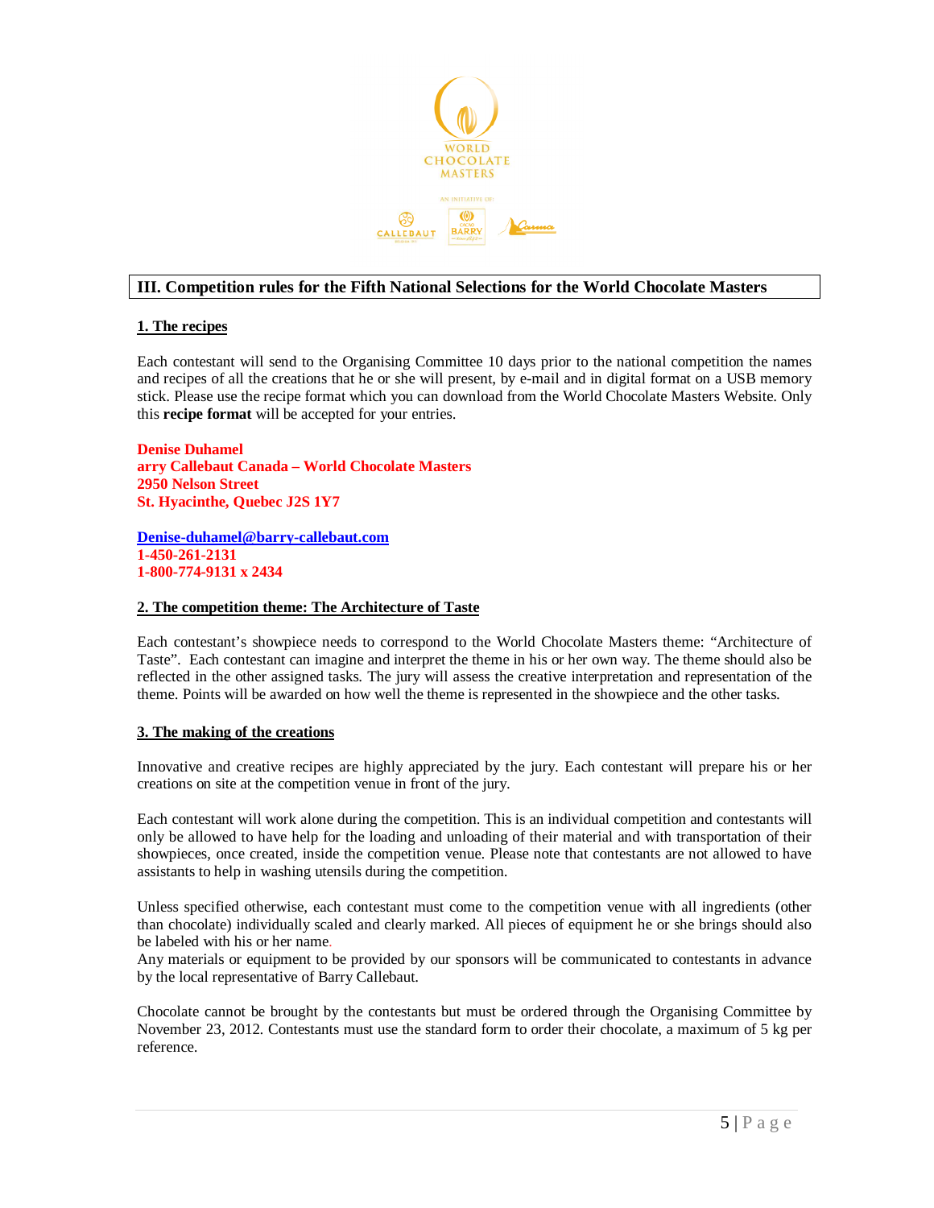## III. Competition rules for the Fifth National Selections for the World Chocolate Masters

### 1. The recipes

Each contestant will send to the Organising Committee 10 days prior to the national competition the names and recipes of all the creations that he or she will present, by e-mail and in digital format on a USB memory stick. Please use the recipe format which you can download from the World Chocolate Masters Website. Only this **recipe format** will be accepted for your entries.

**Denise Duhamel**
**arry Callebaut Canada – World Chocolate Masters**
**2950 Nelson Street**
**St. Hyacinthe, Quebec J2S 1Y7**

**Denise-duhamel@barry-callebaut.com**
**1-450-261-2131**
**1-800-774-9131 x 2434**

### 2. The competition theme: The Architecture of Taste

Each contestant's showpiece needs to correspond to the World Chocolate Masters theme: "Architecture of Taste". Each contestant can imagine and interpret the theme in his or her own way. The theme should also be reflected in the other assigned tasks. The jury will assess the creative interpretation and representation of the theme. Points will be awarded on how well the theme is represented in the showpiece and the other tasks.

### 3. The making of the creations

Innovative and creative recipes are highly appreciated by the jury. Each contestant will prepare his or her creations on site at the competition venue in front of the jury.

Each contestant will work alone during the competition. This is an individual competition and contestants will only be allowed to have help for the loading and unloading of their material and with transportation of their showpieces, once created, inside the competition venue. Please note that contestants are not allowed to have assistants to help in washing utensils during the competition.

Unless specified otherwise, each contestant must come to the competition venue with all ingredients (other than chocolate) individually scaled and clearly marked. All pieces of equipment he or she brings should also be labeled with his or her name.
Any materials or equipment to be provided by our sponsors will be communicated to contestants in advance by the local representative of Barry Callebaut.

Chocolate cannot be brought by the contestants but must be ordered through the Organising Committee by November 23, 2012. Contestants must use the standard form to order their chocolate, a maximum of 5 kg per reference.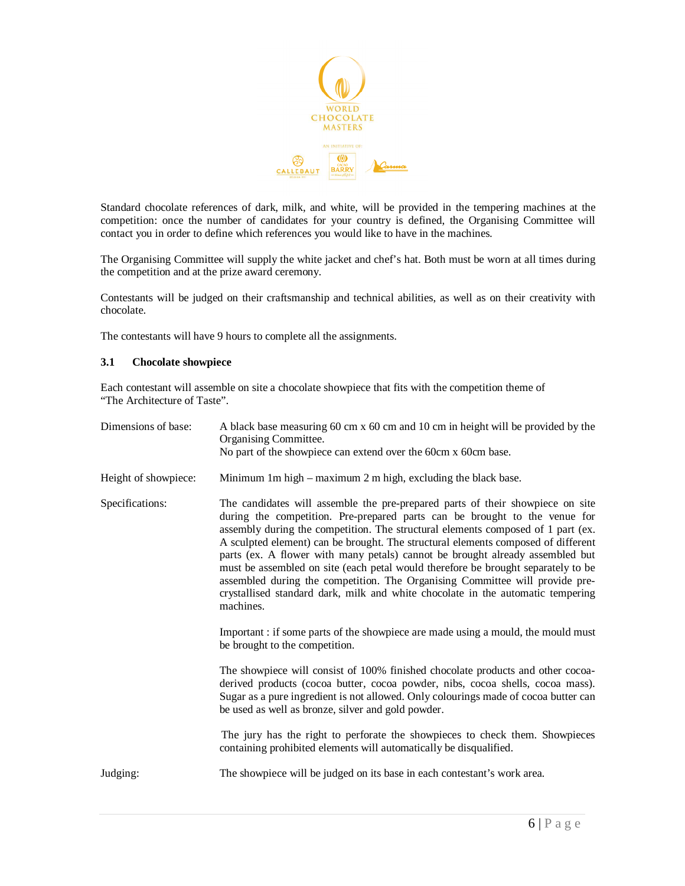Standard chocolate references of dark, milk, and white, will be provided in the tempering machines at the competition: once the number of candidates for your country is defined, the Organising Committee will contact you in order to define which references you would like to have in the machines.

The Organising Committee will supply the white jacket and chef's hat. Both must be worn at all times during the competition and at the prize award ceremony.

Contestants will be judged on their craftsmanship and technical abilities, as well as on their creativity with chocolate.

The contestants will have 9 hours to complete all the assignments.

### 3.1 Chocolate showpiece

Each contestant will assemble on site a chocolate showpiece that fits with the competition theme of "The Architecture of Taste".

**Dimensions of base:** A black base measuring 60 cm x 60 cm and 10 cm in height will be provided by the Organising Committee.
No part of the showpiece can extend over the 60cm x 60cm base.

**Height of showpiece:** Minimum 1m high – maximum 2 m high, excluding the black base.

**Specifications:** The candidates will assemble the pre-prepared parts of their showpiece on site during the competition. Pre-prepared parts can be brought to the venue for assembly during the competition. The structural elements composed of 1 part (ex. A sculpted element) can be brought. The structural elements composed of different parts (ex. A flower with many petals) cannot be brought already assembled but must be assembled on site (each petal would therefore be brought separately to be assembled during the competition. The Organising Committee will provide pre-crystallised standard dark, milk and white chocolate in the automatic tempering machines.

Important : if some parts of the showpiece are made using a mould, the mould must be brought to the competition.

The showpiece will consist of 100% finished chocolate products and other cocoa-derived products (cocoa butter, cocoa powder, nibs, cocoa shells, cocoa mass). Sugar as a pure ingredient is not allowed. Only colourings made of cocoa butter can be used as well as bronze, silver and gold powder.

The jury has the right to perforate the showpieces to check them. Showpieces containing prohibited elements will automatically be disqualified.

**Judging:** The showpiece will be judged on its base in each contestant's work area.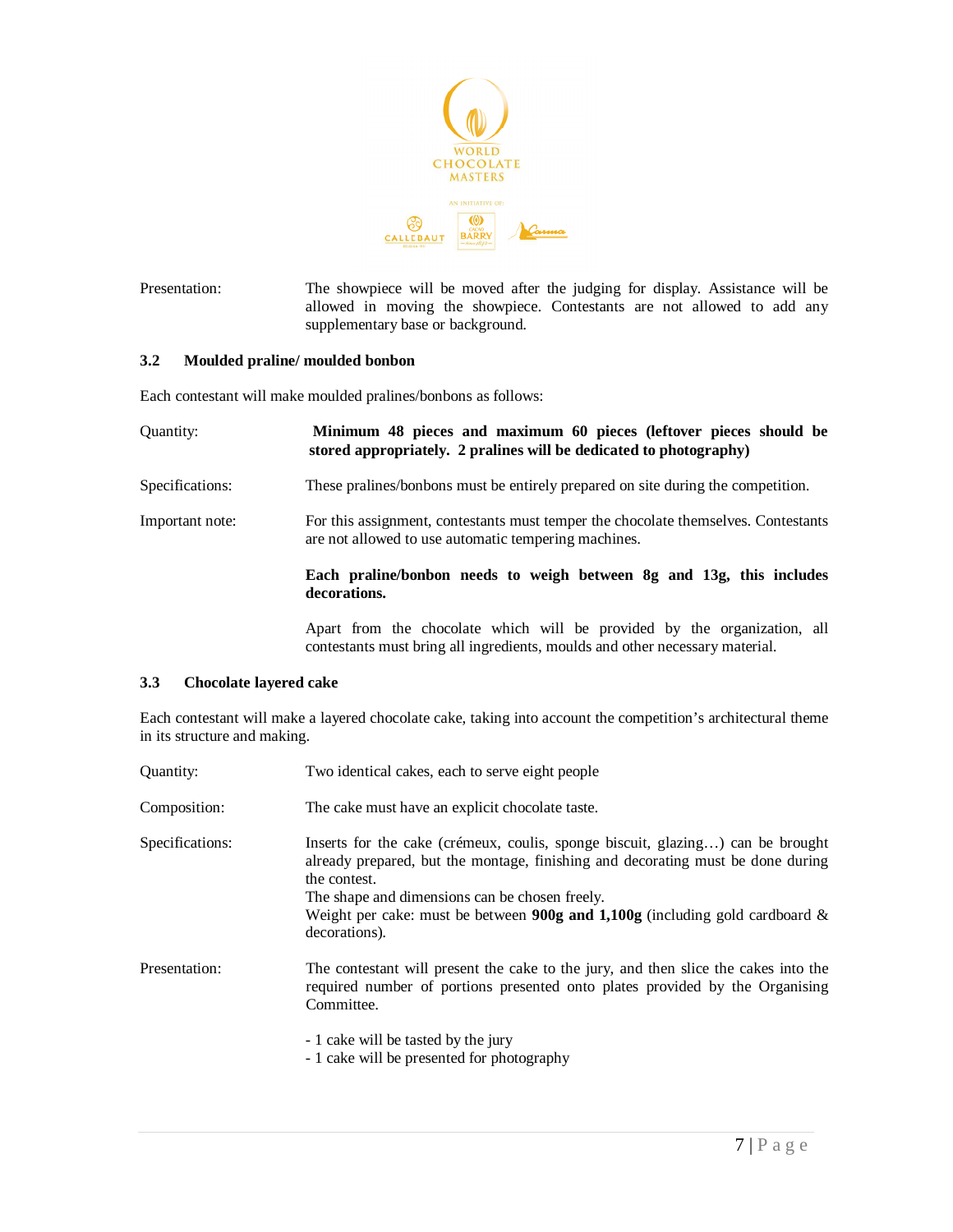Presentation: The showpiece will be moved after the judging for display. Assistance will be allowed in moving the showpiece. Contestants are not allowed to add any supplementary base or background.

### 3.2 Moulded praline/ moulded bonbon

Each contestant will make moulded pralines/bonbons as follows:

Quantity: **Minimum 48 pieces and maximum 60 pieces (leftover pieces should be stored appropriately. 2 pralines will be dedicated to photography)**

Specifications: These pralines/bonbons must be entirely prepared on site during the competition.

Important note: For this assignment, contestants must temper the chocolate themselves. Contestants are not allowed to use automatic tempering machines.

**Each praline/bonbon needs to weigh between 8g and 13g, this includes decorations.**

Apart from the chocolate which will be provided by the organization, all contestants must bring all ingredients, moulds and other necessary material.

### 3.3 Chocolate layered cake

Each contestant will make a layered chocolate cake, taking into account the competition's architectural theme in its structure and making.

Quantity: Two identical cakes, each to serve eight people

Composition: The cake must have an explicit chocolate taste.

Specifications: Inserts for the cake (crémeux, coulis, sponge biscuit, glazing…) can be brought already prepared, but the montage, finishing and decorating must be done during the contest.
The shape and dimensions can be chosen freely.
Weight per cake: must be between **900g and 1,100g** (including gold cardboard & decorations).

Presentation: The contestant will present the cake to the jury, and then slice the cakes into the required number of portions presented onto plates provided by the Organising Committee.

- 1 cake will be tasted by the jury
- 1 cake will be presented for photography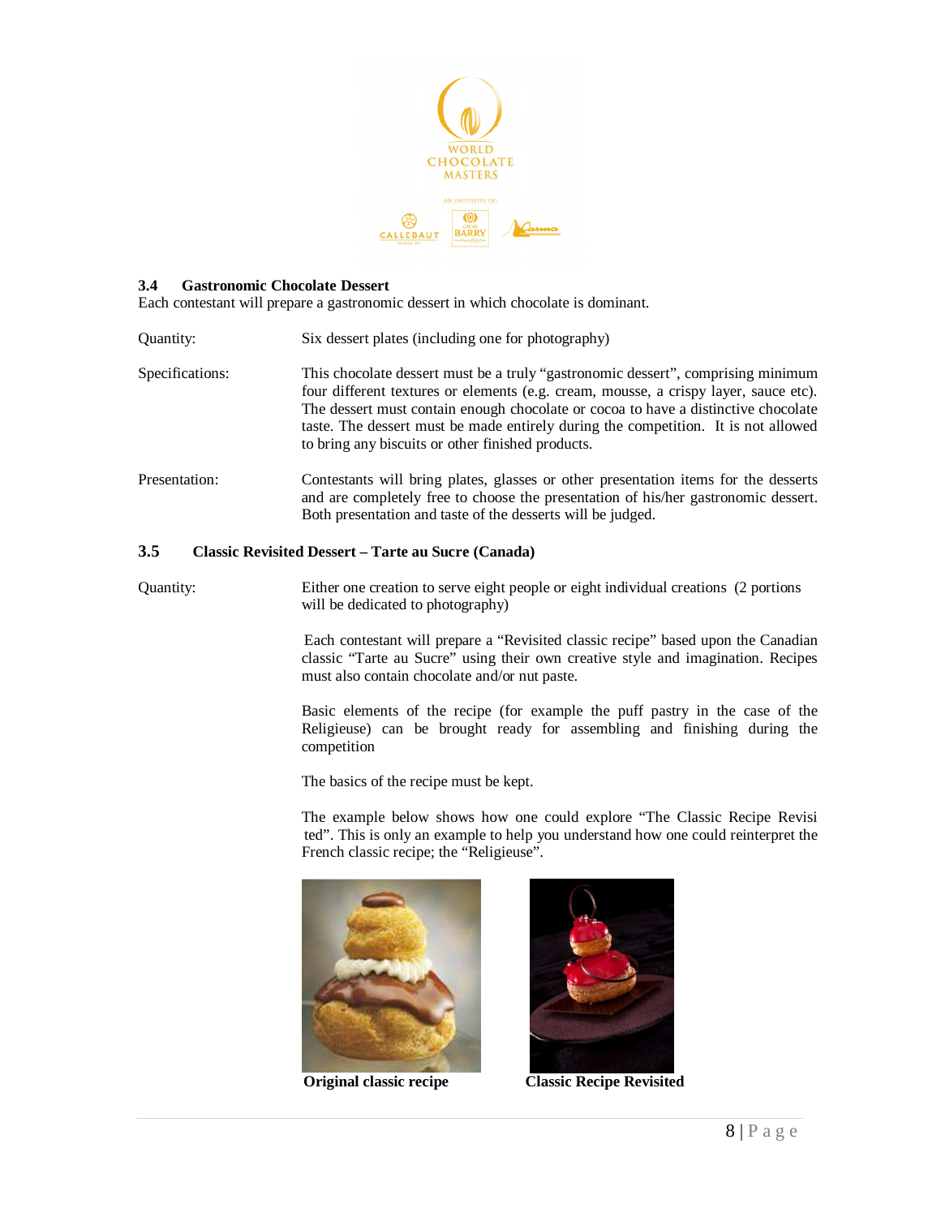### 3.4 Gastronomic Chocolate Dessert

Each contestant will prepare a gastronomic dessert in which chocolate is dominant.

Quantity: Six dessert plates (including one for photography)

Specifications: This chocolate dessert must be a truly "gastronomic dessert", comprising minimum four different textures or elements (e.g. cream, mousse, a crispy layer, sauce etc). The dessert must contain enough chocolate or cocoa to have a distinctive chocolate taste. The dessert must be made entirely during the competition. It is not allowed to bring any biscuits or other finished products.

Presentation: Contestants will bring plates, glasses or other presentation items for the desserts and are completely free to choose the presentation of his/her gastronomic dessert. Both presentation and taste of the desserts will be judged.

### 3.5 Classic Revisited Dessert – Tarte au Sucre (Canada)

Quantity: Either one creation to serve eight people or eight individual creations (2 portions will be dedicated to photography)

Each contestant will prepare a "Revisited classic recipe" based upon the Canadian classic "Tarte au Sucre" using their own creative style and imagination. Recipes must also contain chocolate and/or nut paste.

Basic elements of the recipe (for example the puff pastry in the case of the Religieuse) can be brought ready for assembling and finishing during the competition

The basics of the recipe must be kept.

The example below shows how one could explore "The Classic Recipe Revisi ted". This is only an example to help you understand how one could reinterpret the French classic recipe; the "Religieuse".

**Original classic recipe**

**Classic Recipe Revisited**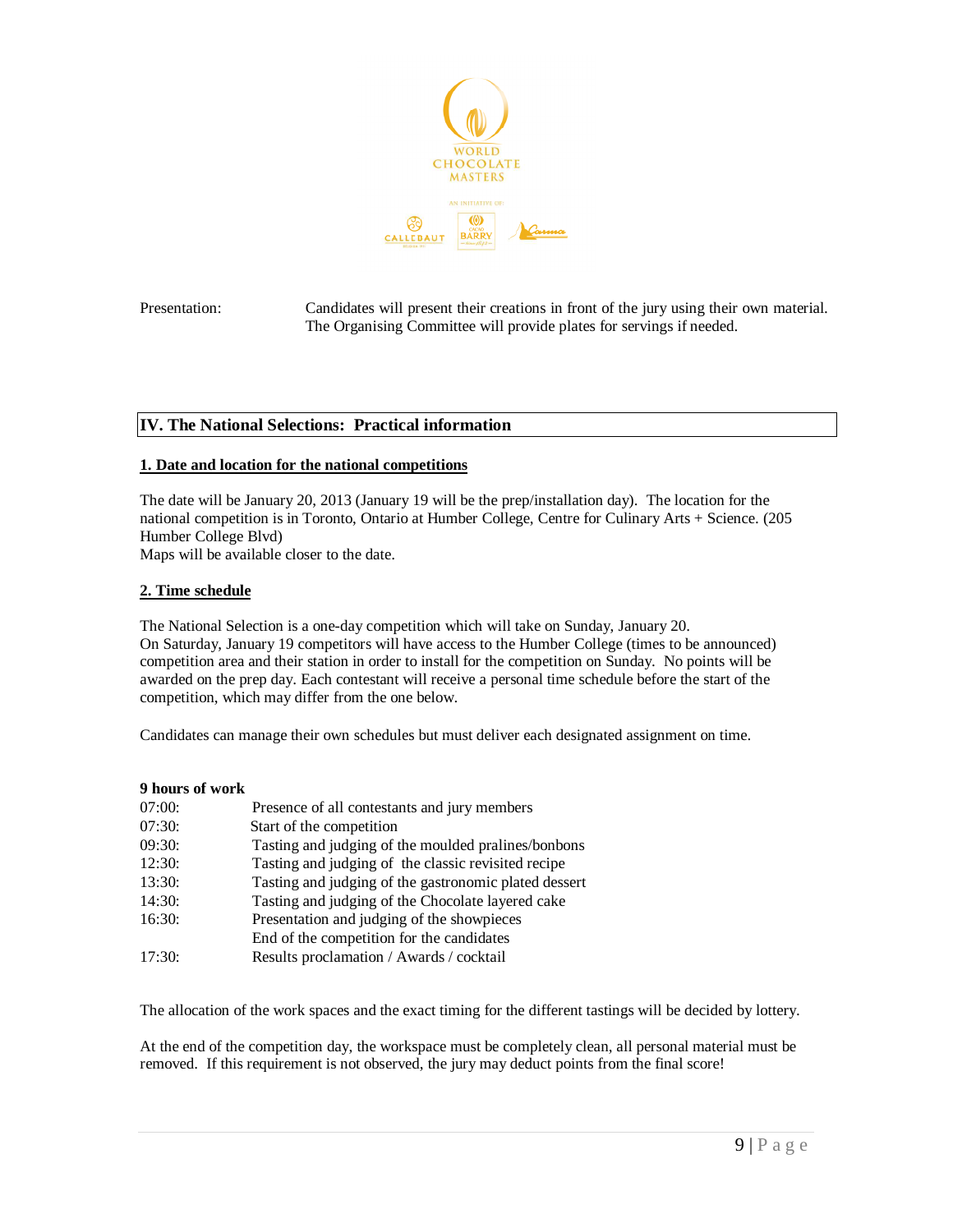Presentation: Candidates will present their creations in front of the jury using their own material. The Organising Committee will provide plates for servings if needed.

## IV. The National Selections: Practical information

### 1. Date and location for the national competitions

The date will be January 20, 2013 (January 19 will be the prep/installation day). The location for the national competition is in Toronto, Ontario at Humber College, Centre for Culinary Arts + Science. (205 Humber College Blvd)
Maps will be available closer to the date.

### 2. Time schedule

The National Selection is a one-day competition which will take on Sunday, January 20.
On Saturday, January 19 competitors will have access to the Humber College (times to be announced) competition area and their station in order to install for the competition on Sunday. No points will be awarded on the prep day. Each contestant will receive a personal time schedule before the start of the competition, which may differ from the one below.

Candidates can manage their own schedules but must deliver each designated assignment on time.

**9 hours of work**

| | |
|---|---|
| 07:00: | Presence of all contestants and jury members |
| 07:30: | Start of the competition |
| 09:30: | Tasting and judging of the moulded pralines/bonbons |
| 12:30: | Tasting and judging of the classic revisited recipe |
| 13:30: | Tasting and judging of the gastronomic plated dessert |
| 14:30: | Tasting and judging of the Chocolate layered cake |
| 16:30: | Presentation and judging of the showpieces |
| | End of the competition for the candidates |
| 17:30: | Results proclamation / Awards / cocktail |

The allocation of the work spaces and the exact timing for the different tastings will be decided by lottery.

At the end of the competition day, the workspace must be completely clean, all personal material must be removed. If this requirement is not observed, the jury may deduct points from the final score!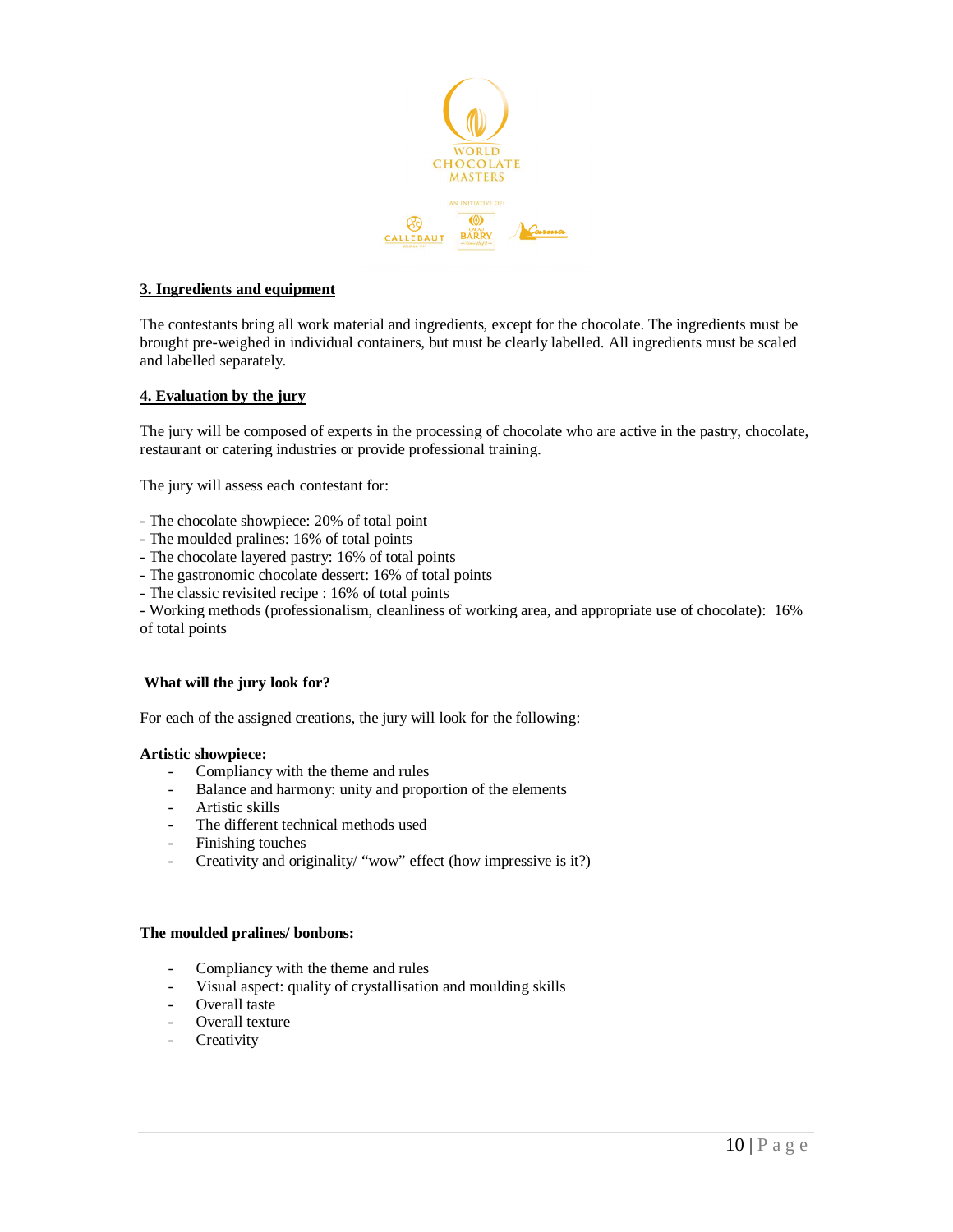## 3. Ingredients and equipment

The contestants bring all work material and ingredients, except for the chocolate. The ingredients must be brought pre-weighed in individual containers, but must be clearly labelled. All ingredients must be scaled and labelled separately.

## 4. Evaluation by the jury

The jury will be composed of experts in the processing of chocolate who are active in the pastry, chocolate, restaurant or catering industries or provide professional training.

The jury will assess each contestant for:

- The chocolate showpiece: 20% of total point
- The moulded pralines: 16% of total points
- The chocolate layered pastry: 16% of total points
- The gastronomic chocolate dessert: 16% of total points
- The classic revisited recipe : 16% of total points
- Working methods (professionalism, cleanliness of working area, and appropriate use of chocolate): 16% of total points

### What will the jury look for?

For each of the assigned creations, the jury will look for the following:

**Artistic showpiece:**

- Compliancy with the theme and rules
- Balance and harmony: unity and proportion of the elements
- Artistic skills
- The different technical methods used
- Finishing touches
- Creativity and originality/ "wow" effect (how impressive is it?)

**The moulded pralines/ bonbons:**

- Compliancy with the theme and rules
- Visual aspect: quality of crystallisation and moulding skills
- Overall taste
- Overall texture
- Creativity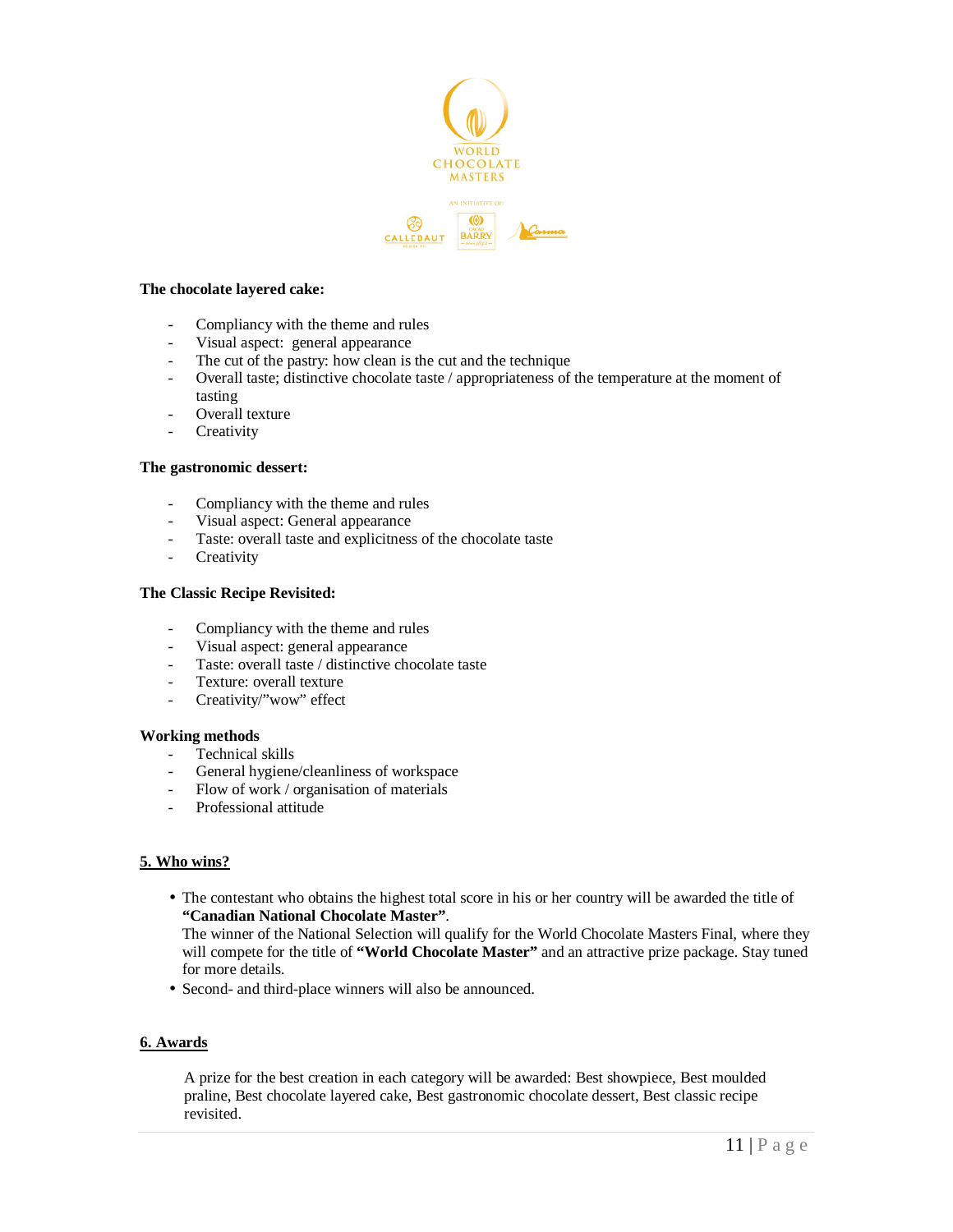**The chocolate layered cake:**

- Compliancy with the theme and rules
- Visual aspect: general appearance
- The cut of the pastry: how clean is the cut and the technique
- Overall taste; distinctive chocolate taste / appropriateness of the temperature at the moment of tasting
- Overall texture
- Creativity

**The gastronomic dessert:**

- Compliancy with the theme and rules
- Visual aspect: General appearance
- Taste: overall taste and explicitness of the chocolate taste
- Creativity

**The Classic Recipe Revisited:**

- Compliancy with the theme and rules
- Visual aspect: general appearance
- Taste: overall taste / distinctive chocolate taste
- Texture: overall texture
- Creativity/"wow" effect

**Working methods**

- Technical skills
- General hygiene/cleanliness of workspace
- Flow of work / organisation of materials
- Professional attitude

## 5. Who wins?

- The contestant who obtains the highest total score in his or her country will be awarded the title of **"Canadian National Chocolate Master"**.
  The winner of the National Selection will qualify for the World Chocolate Masters Final, where they will compete for the title of **"World Chocolate Master"** and an attractive prize package. Stay tuned for more details.
- Second- and third-place winners will also be announced.

## 6. Awards

A prize for the best creation in each category will be awarded: Best showpiece, Best moulded praline, Best chocolate layered cake, Best gastronomic chocolate dessert, Best classic recipe revisited.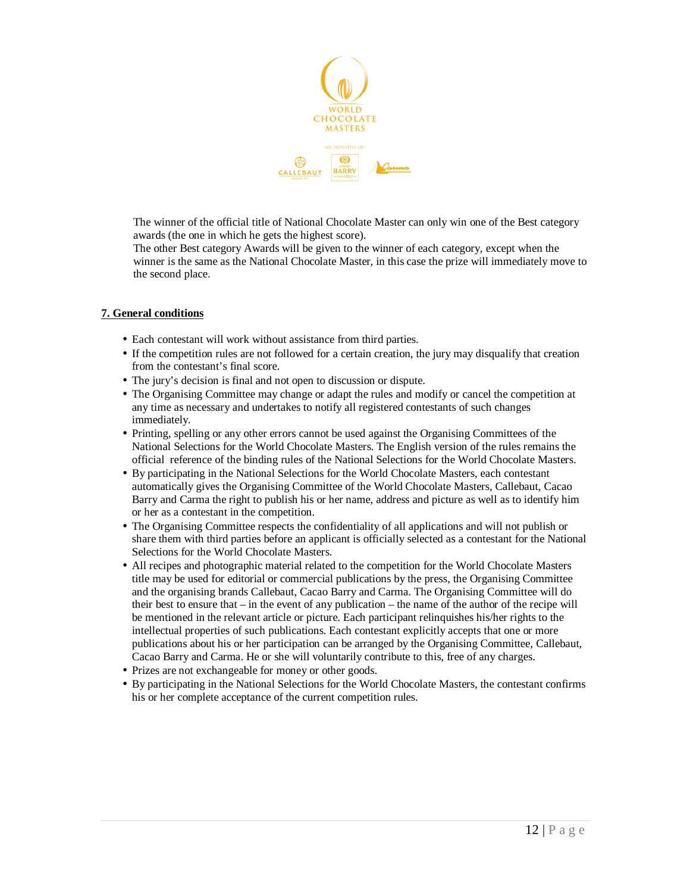The winner of the official title of National Chocolate Master can only win one of the Best category awards (the one in which he gets the highest score).
The other Best category Awards will be given to the winner of each category, except when the winner is the same as the National Chocolate Master, in this case the prize will immediately move to the second place.

## 7. General conditions

- Each contestant will work without assistance from third parties.
- If the competition rules are not followed for a certain creation, the jury may disqualify that creation from the contestant's final score.
- The jury's decision is final and not open to discussion or dispute.
- The Organising Committee may change or adapt the rules and modify or cancel the competition at any time as necessary and undertakes to notify all registered contestants of such changes immediately.
- Printing, spelling or any other errors cannot be used against the Organising Committees of the National Selections for the World Chocolate Masters. The English version of the rules remains the official reference of the binding rules of the National Selections for the World Chocolate Masters.
- By participating in the National Selections for the World Chocolate Masters, each contestant automatically gives the Organising Committee of the World Chocolate Masters, Callebaut, Cacao Barry and Carma the right to publish his or her name, address and picture as well as to identify him or her as a contestant in the competition.
- The Organising Committee respects the confidentiality of all applications and will not publish or share them with third parties before an applicant is officially selected as a contestant for the National Selections for the World Chocolate Masters.
- All recipes and photographic material related to the competition for the World Chocolate Masters title may be used for editorial or commercial publications by the press, the Organising Committee and the organising brands Callebaut, Cacao Barry and Carma. The Organising Committee will do their best to ensure that – in the event of any publication – the name of the author of the recipe will be mentioned in the relevant article or picture. Each participant relinquishes his/her rights to the intellectual properties of such publications. Each contestant explicitly accepts that one or more publications about his or her participation can be arranged by the Organising Committee, Callebaut, Cacao Barry and Carma. He or she will voluntarily contribute to this, free of any charges.
- Prizes are not exchangeable for money or other goods.
- By participating in the National Selections for the World Chocolate Masters, the contestant confirms his or her complete acceptance of the current competition rules.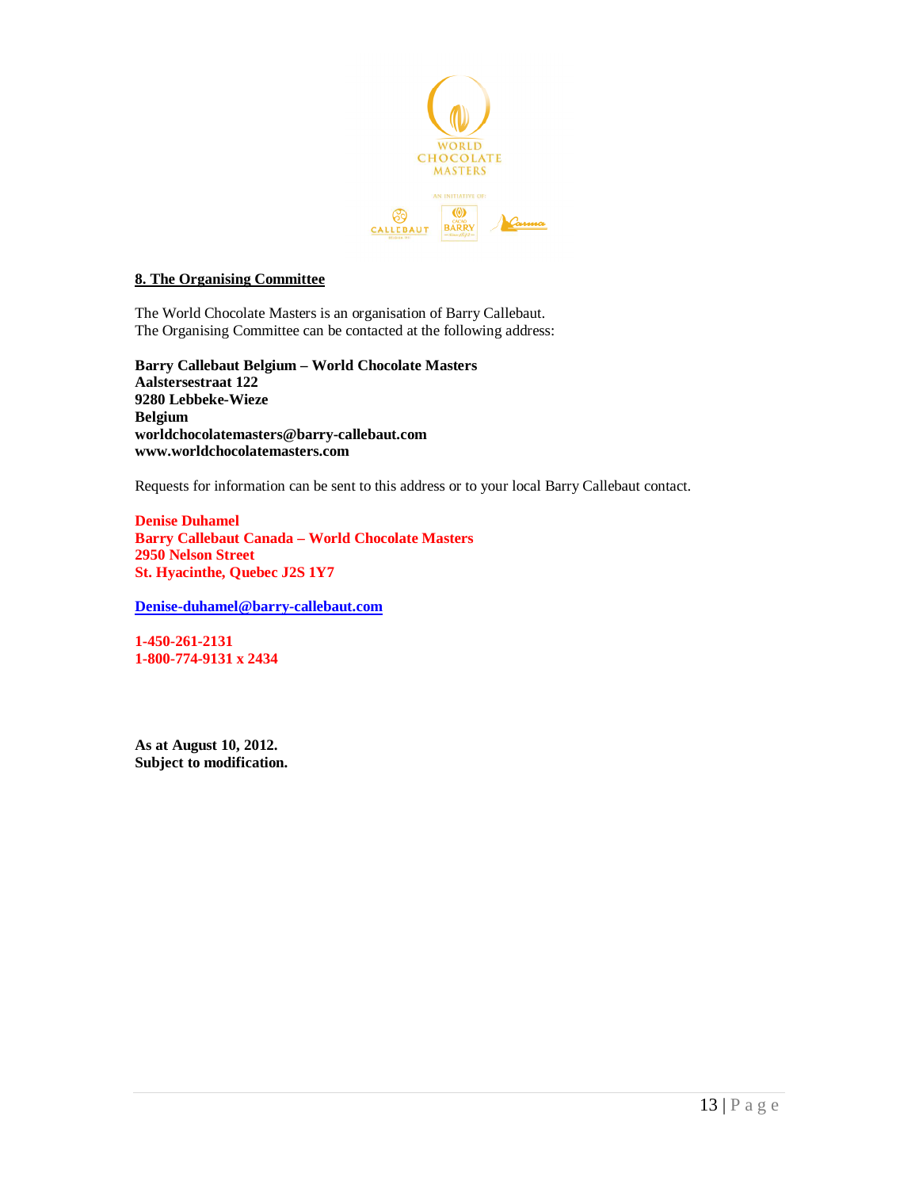## 8. The Organising Committee

The World Chocolate Masters is an organisation of Barry Callebaut.
The Organising Committee can be contacted at the following address:

**Barry Callebaut Belgium – World Chocolate Masters**
**Aalstersestraat 122**
**9280 Lebbeke-Wieze**
**Belgium**
**worldchocolatemasters@barry-callebaut.com**
**www.worldchocolatemasters.com**

Requests for information can be sent to this address or to your local Barry Callebaut contact.

**Denise Duhamel**
**Barry Callebaut Canada – World Chocolate Masters**
**2950 Nelson Street**
**St. Hyacinthe, Quebec J2S 1Y7**

**Denise-duhamel@barry-callebaut.com**

**1-450-261-2131**
**1-800-774-9131 x 2434**

**As at August 10, 2012.**
**Subject to modification.**